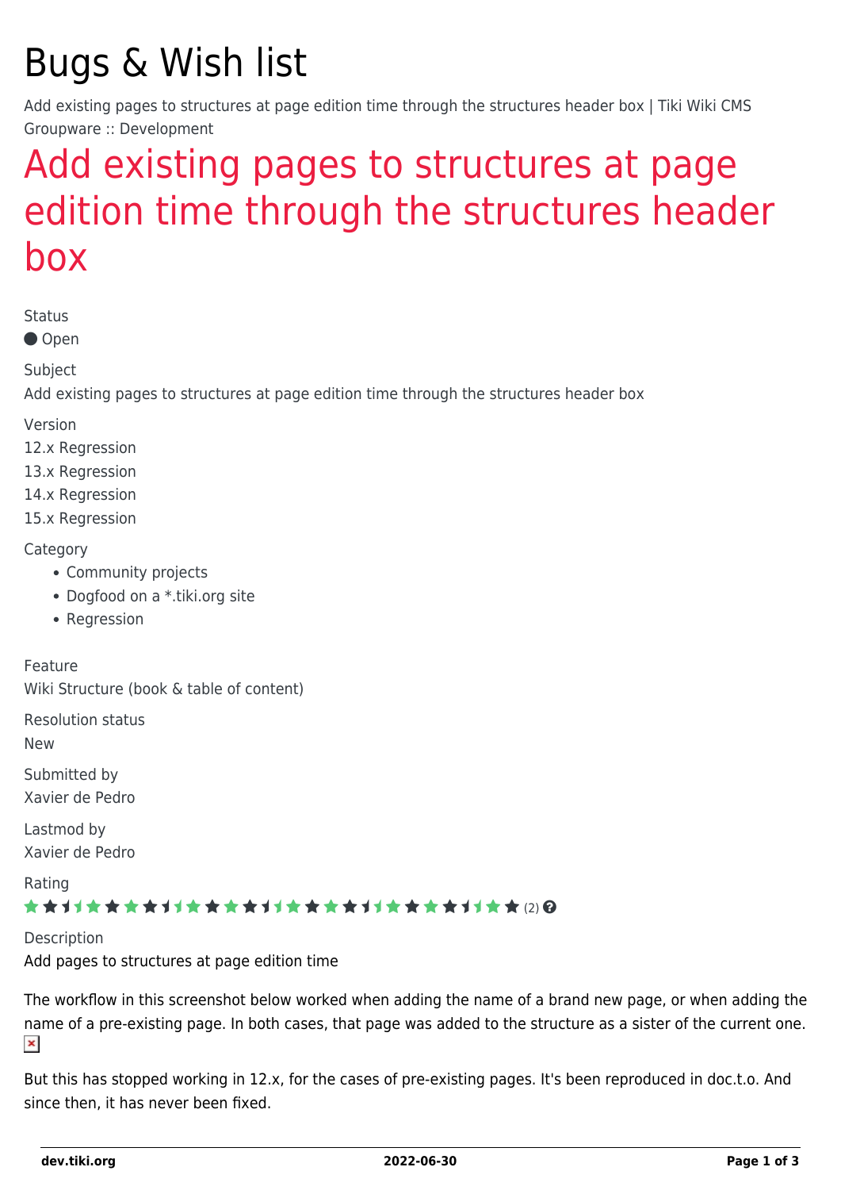# Bugs & Wish list

Add existing pages to structures at page edition time through the structures header box | Tiki Wiki CMS Groupware :: Development

## Add existing pages to structures at page edition time through the structures header box

Status

Open

Subject

Add existing pages to structures at page edition time through the structures header box

Version

12.x Regression

13.x Regression

14.x Regression

15.x Regression

Category

- Community projects
- Dogfood on a *.tiki.org site
- Regression

Feature

Wiki Structure (book & table of content)

Resolution status

New

Submitted by

Xavier de Pedro

Lastmod by

Xavier de Pedro

Rating

(2)

Description

Add pages to structures at page edition time

The workflow in this screenshot below worked when adding the name of a brand new page, or when adding the name of a pre-existing page. In both cases, that page was added to the structure as a sister of the current one.

But this has stopped working in 12.x, for the cases of pre-existing pages. It's been reproduced in doc.t.o. And since then, it has never been fixed.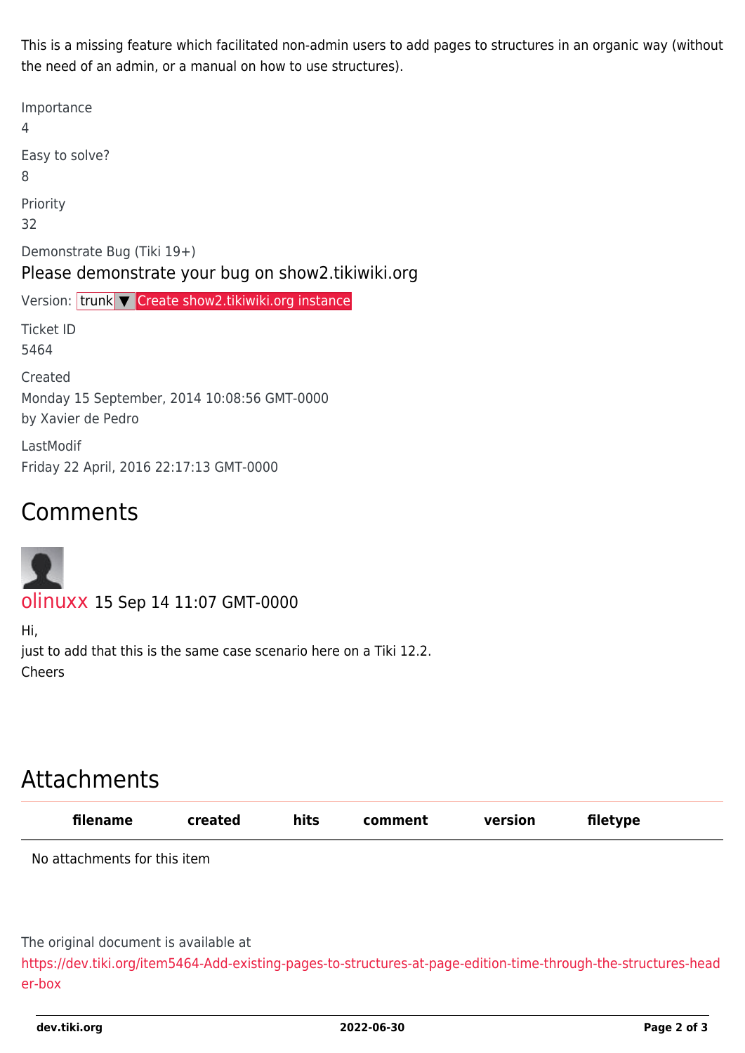This is a missing feature which facilitated non-admin users to add pages to structures in an organic way (without the need of an admin, or a manual on how to use structures).

Importance
4

Easy to solve?
8

Priority
32

Demonstrate Bug (Tiki 19+)

Please demonstrate your bug on show2.tikiwiki.org

Version: trunk ▼ Create show2.tikiwiki.org instance

Ticket ID
5464

Created
Monday 15 September, 2014 10:08:56 GMT-0000
by Xavier de Pedro

LastModif
Friday 22 April, 2016 22:17:13 GMT-0000

## Comments

olinuxx 15 Sep 14 11:07 GMT-0000

Hi,
just to add that this is the same case scenario here on a Tiki 12.2.
Cheers

## Attachments

| filename | created | hits | comment | version | filetype |
|---|---|---|---|---|---|
| No attachments for this item | | | | | |

The original document is available at
https://dev.tiki.org/item5464-Add-existing-pages-to-structures-at-page-edition-time-through-the-structures-header-box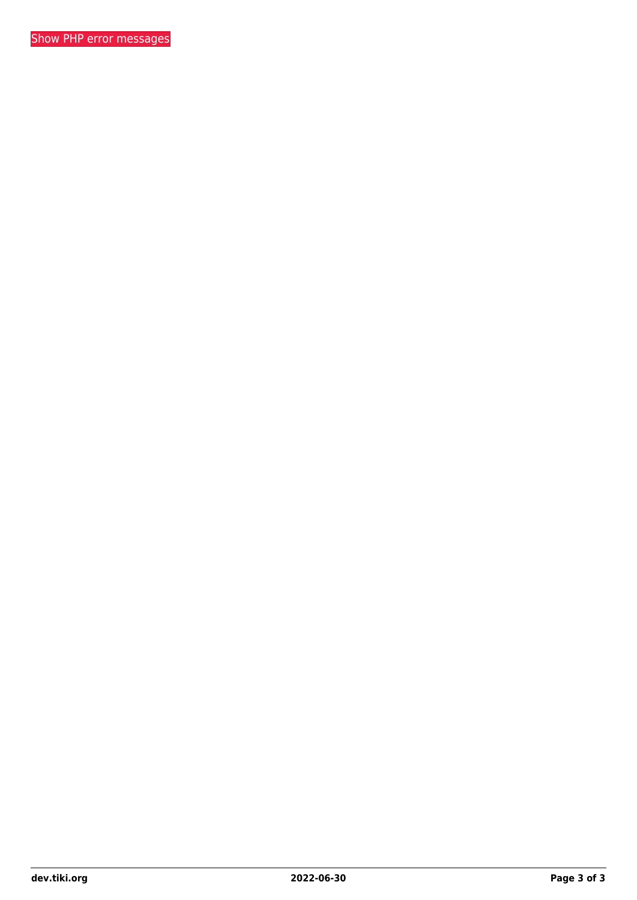Show PHP error messages